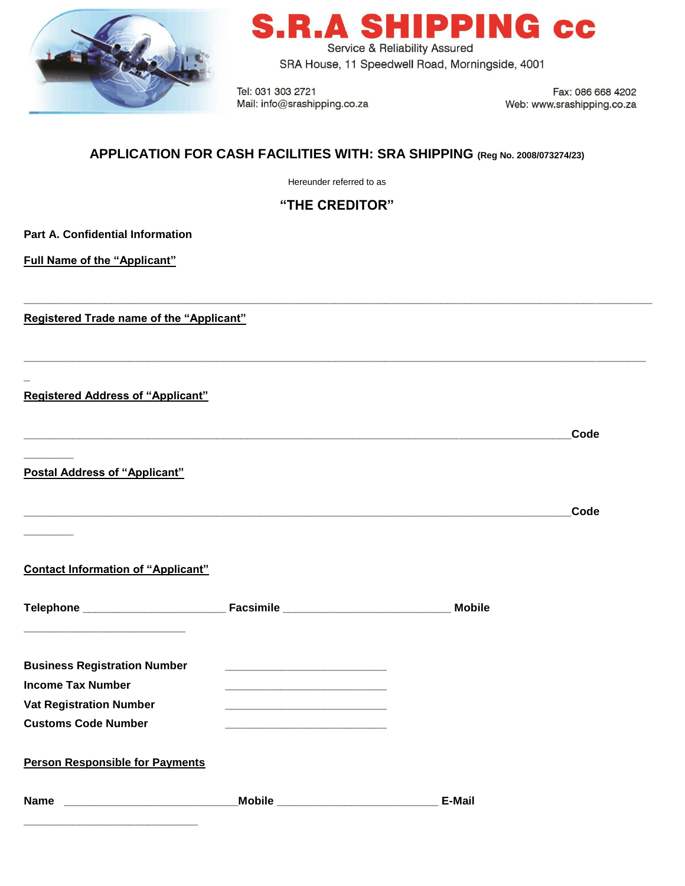# S.R.A SHIPPING cc

Service & Reliability Assured

SRA House, 11 Speedwell Road, Morningside, 4001

Tel: 031 303 2721
Mail: info@srashipping.co.za

Fax: 086 668 4202
Web: www.srashipping.co.za

## APPLICATION FOR CASH FACILITIES WITH: SRA SHIPPING (Reg No. 2008/073274/23)

Hereunder referred to as

**"THE CREDITOR"**

**Part A. Confidential Information**

**Full Name of the "Applicant"**

_______________________________________________________________________________________________

**Registered Trade name of the "Applicant"**

_______________________________________________________________________________________________

**Registered Address of "Applicant"**

_______________________________________________________________________________________**Code** ________

**Postal Address of "Applicant"**

_______________________________________________________________________________________**Code** ________

**Contact Information of "Applicant"**

**Telephone** ______________________ **Facsimile** __________________________ **Mobile** _________________________

**Business Registration Number** _________________________

**Income Tax Number** _________________________

**Vat Registration Number** _________________________

**Customs Code Number** _________________________

**Person Responsible for Payments**

**Name** ___________________________**Mobile** _________________________ **E-Mail** ___________________________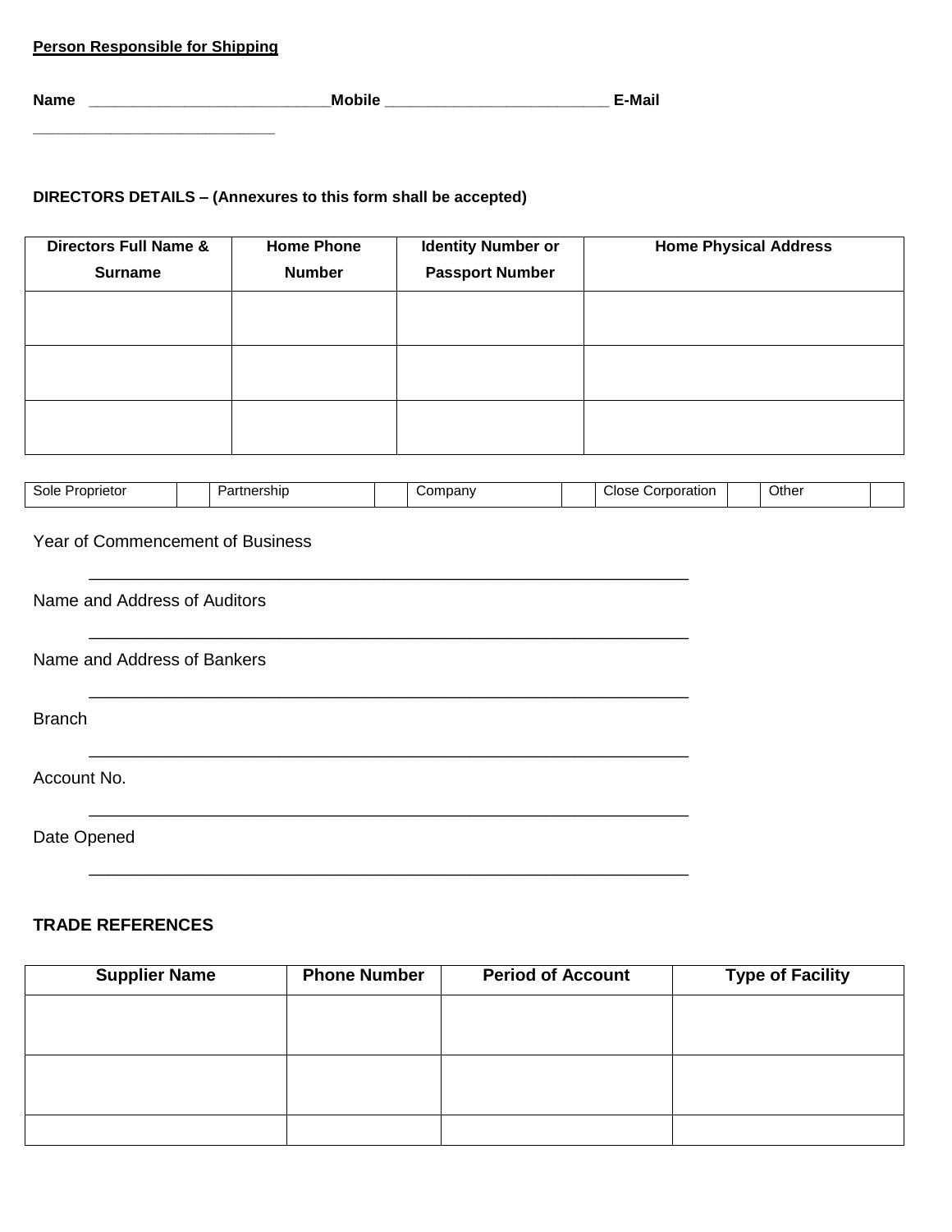**Person Responsible for Shipping**

**Name** ____________________________**Mobile** _________________________ **E-Mail** ____________________________

**DIRECTORS DETAILS – (Annexures to this form shall be accepted)**

| Directors Full Name & Surname | Home Phone Number | Identity Number or Passport Number | Home Physical Address |
|---|---|---|---|
| | | | |
| | | | |
| | | | |

| Sole Proprietor | | Partnership | | Company | | Close Corporation | | Other | |
|---|---|---|---|---|---|---|---|---|---|

Year of Commencement of Business

_______________________________________________________________

Name and Address of Auditors

_______________________________________________________________

Name and Address of Bankers

_______________________________________________________________

Branch

_______________________________________________________________

Account No.

_______________________________________________________________

Date Opened

_______________________________________________________________

**TRADE REFERENCES**

| Supplier Name | Phone Number | Period of Account | Type of Facility |
|---|---|---|---|
| | | | |
| | | | |
| | | | |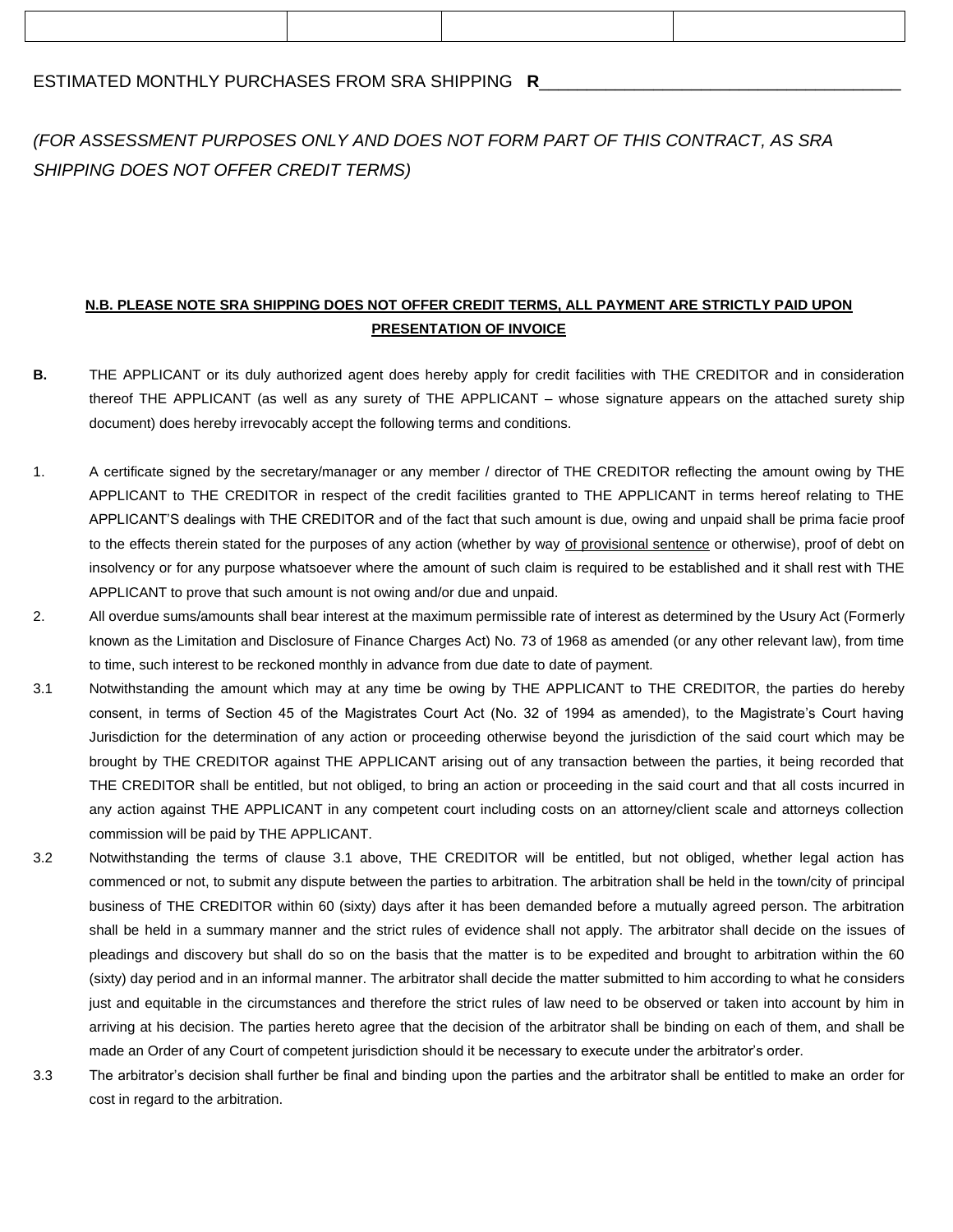| | | | |
|---|---|---|---|
| | | | |

ESTIMATED MONTHLY PURCHASES FROM SRA SHIPPING **R**_____________________________________

*(FOR ASSESSMENT PURPOSES ONLY AND DOES NOT FORM PART OF THIS CONTRACT, AS SRA SHIPPING DOES NOT OFFER CREDIT TERMS)*

**N.B. PLEASE NOTE SRA SHIPPING DOES NOT OFFER CREDIT TERMS, ALL PAYMENT ARE STRICTLY PAID UPON PRESENTATION OF INVOICE**

**B.** THE APPLICANT or its duly authorized agent does hereby apply for credit facilities with THE CREDITOR and in consideration thereof THE APPLICANT (as well as any surety of THE APPLICANT – whose signature appears on the attached surety ship document) does hereby irrevocably accept the following terms and conditions.

1. A certificate signed by the secretary/manager or any member / director of THE CREDITOR reflecting the amount owing by THE APPLICANT to THE CREDITOR in respect of the credit facilities granted to THE APPLICANT in terms hereof relating to THE APPLICANT'S dealings with THE CREDITOR and of the fact that such amount is due, owing and unpaid shall be prima facie proof to the effects therein stated for the purposes of any action (whether by way of provisional sentence or otherwise), proof of debt on insolvency or for any purpose whatsoever where the amount of such claim is required to be established and it shall rest with THE APPLICANT to prove that such amount is not owing and/or due and unpaid.

2. All overdue sums/amounts shall bear interest at the maximum permissible rate of interest as determined by the Usury Act (Formerly known as the Limitation and Disclosure of Finance Charges Act) No. 73 of 1968 as amended (or any other relevant law), from time to time, such interest to be reckoned monthly in advance from due date to date of payment.

3.1 Notwithstanding the amount which may at any time be owing by THE APPLICANT to THE CREDITOR, the parties do hereby consent, in terms of Section 45 of the Magistrates Court Act (No. 32 of 1994 as amended), to the Magistrate's Court having Jurisdiction for the determination of any action or proceeding otherwise beyond the jurisdiction of the said court which may be brought by THE CREDITOR against THE APPLICANT arising out of any transaction between the parties, it being recorded that THE CREDITOR shall be entitled, but not obliged, to bring an action or proceeding in the said court and that all costs incurred in any action against THE APPLICANT in any competent court including costs on an attorney/client scale and attorneys collection commission will be paid by THE APPLICANT.

3.2 Notwithstanding the terms of clause 3.1 above, THE CREDITOR will be entitled, but not obliged, whether legal action has commenced or not, to submit any dispute between the parties to arbitration. The arbitration shall be held in the town/city of principal business of THE CREDITOR within 60 (sixty) days after it has been demanded before a mutually agreed person. The arbitration shall be held in a summary manner and the strict rules of evidence shall not apply. The arbitrator shall decide on the issues of pleadings and discovery but shall do so on the basis that the matter is to be expedited and brought to arbitration within the 60 (sixty) day period and in an informal manner. The arbitrator shall decide the matter submitted to him according to what he considers just and equitable in the circumstances and therefore the strict rules of law need to be observed or taken into account by him in arriving at his decision. The parties hereto agree that the decision of the arbitrator shall be binding on each of them, and shall be made an Order of any Court of competent jurisdiction should it be necessary to execute under the arbitrator's order.

3.3 The arbitrator's decision shall further be final and binding upon the parties and the arbitrator shall be entitled to make an order for cost in regard to the arbitration.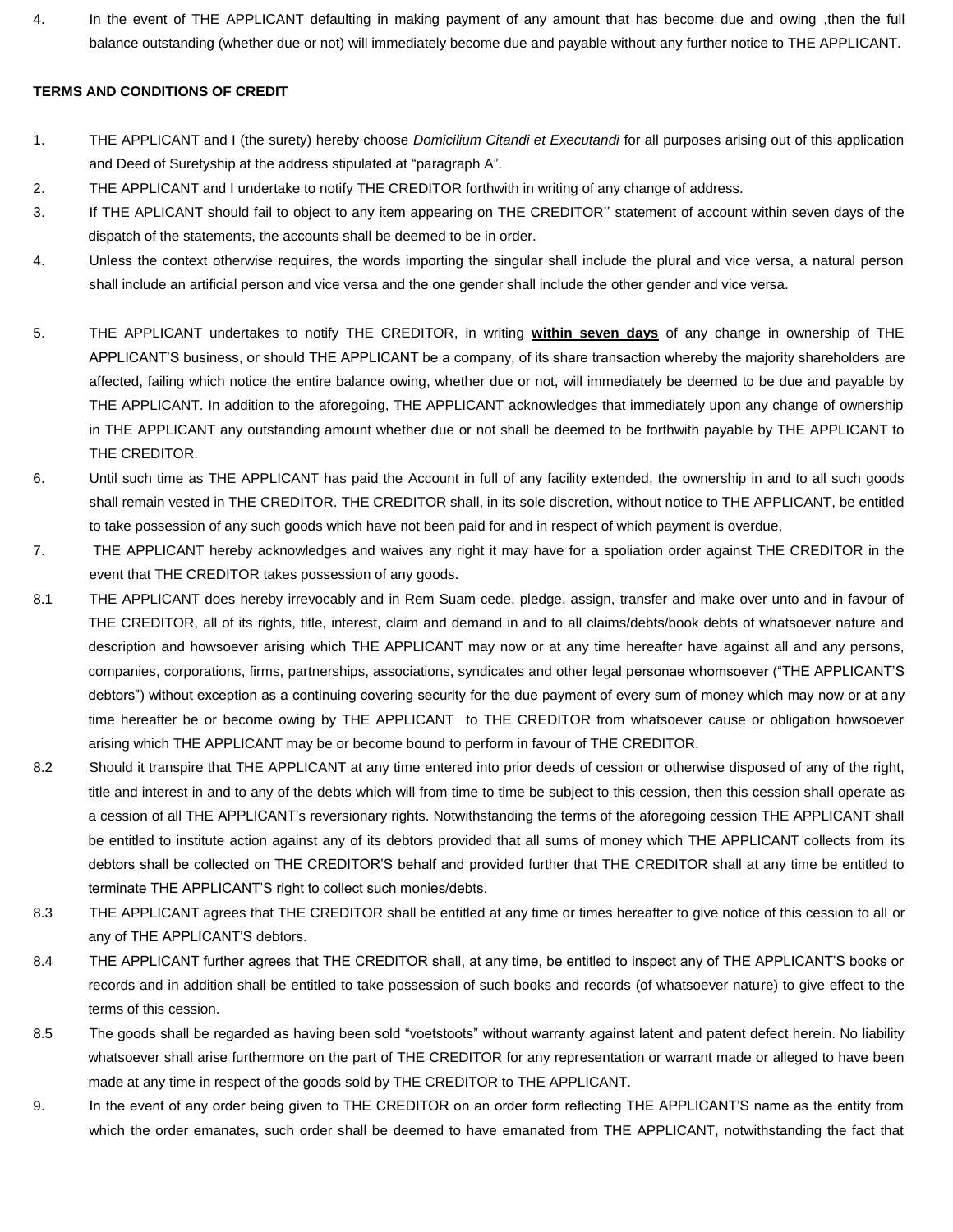4. In the event of THE APPLICANT defaulting in making payment of any amount that has become due and owing ,then the full balance outstanding (whether due or not) will immediately become due and payable without any further notice to THE APPLICANT.

**TERMS AND CONDITIONS OF CREDIT**

1. THE APPLICANT and I (the surety) hereby choose *Domicilium Citandi et Executandi* for all purposes arising out of this application and Deed of Suretyship at the address stipulated at "paragraph A".
2. THE APPLICANT and I undertake to notify THE CREDITOR forthwith in writing of any change of address.
3. If THE APLICANT should fail to object to any item appearing on THE CREDITOR'' statement of account within seven days of the dispatch of the statements, the accounts shall be deemed to be in order.
4. Unless the context otherwise requires, the words importing the singular shall include the plural and vice versa, a natural person shall include an artificial person and vice versa and the one gender shall include the other gender and vice versa.
5. THE APPLICANT undertakes to notify THE CREDITOR, in writing **<u>within seven days</u>** of any change in ownership of THE APPLICANT'S business, or should THE APPLICANT be a company, of its share transaction whereby the majority shareholders are affected, failing which notice the entire balance owing, whether due or not, will immediately be deemed to be due and payable by THE APPLICANT. In addition to the aforegoing, THE APPLICANT acknowledges that immediately upon any change of ownership in THE APPLICANT any outstanding amount whether due or not shall be deemed to be forthwith payable by THE APPLICANT to THE CREDITOR.
6. Until such time as THE APPLICANT has paid the Account in full of any facility extended, the ownership in and to all such goods shall remain vested in THE CREDITOR. THE CREDITOR shall, in its sole discretion, without notice to THE APPLICANT, be entitled to take possession of any such goods which have not been paid for and in respect of which payment is overdue,
7. THE APPLICANT hereby acknowledges and waives any right it may have for a spoliation order against THE CREDITOR in the event that THE CREDITOR takes possession of any goods.

8.1 THE APPLICANT does hereby irrevocably and in Rem Suam cede, pledge, assign, transfer and make over unto and in favour of THE CREDITOR, all of its rights, title, interest, claim and demand in and to all claims/debts/book debts of whatsoever nature and description and howsoever arising which THE APPLICANT may now or at any time hereafter have against all and any persons, companies, corporations, firms, partnerships, associations, syndicates and other legal personae whomsoever ("THE APPLICANT'S debtors") without exception as a continuing covering security for the due payment of every sum of money which may now or at any time hereafter be or become owing by THE APPLICANT to THE CREDITOR from whatsoever cause or obligation howsoever arising which THE APPLICANT may be or become bound to perform in favour of THE CREDITOR.

8.2 Should it transpire that THE APPLICANT at any time entered into prior deeds of cession or otherwise disposed of any of the right, title and interest in and to any of the debts which will from time to time be subject to this cession, then this cession shall operate as a cession of all THE APPLICANT's reversionary rights. Notwithstanding the terms of the aforegoing cession THE APPLICANT shall be entitled to institute action against any of its debtors provided that all sums of money which THE APPLICANT collects from its debtors shall be collected on THE CREDITOR'S behalf and provided further that THE CREDITOR shall at any time be entitled to terminate THE APPLICANT'S right to collect such monies/debts.

8.3 THE APPLICANT agrees that THE CREDITOR shall be entitled at any time or times hereafter to give notice of this cession to all or any of THE APPLICANT'S debtors.

8.4 THE APPLICANT further agrees that THE CREDITOR shall, at any time, be entitled to inspect any of THE APPLICANT'S books or records and in addition shall be entitled to take possession of such books and records (of whatsoever nature) to give effect to the terms of this cession.

8.5 The goods shall be regarded as having been sold "voetstoots" without warranty against latent and patent defect herein. No liability whatsoever shall arise furthermore on the part of THE CREDITOR for any representation or warrant made or alleged to have been made at any time in respect of the goods sold by THE CREDITOR to THE APPLICANT.

9. In the event of any order being given to THE CREDITOR on an order form reflecting THE APPLICANT'S name as the entity from which the order emanates, such order shall be deemed to have emanated from THE APPLICANT, notwithstanding the fact that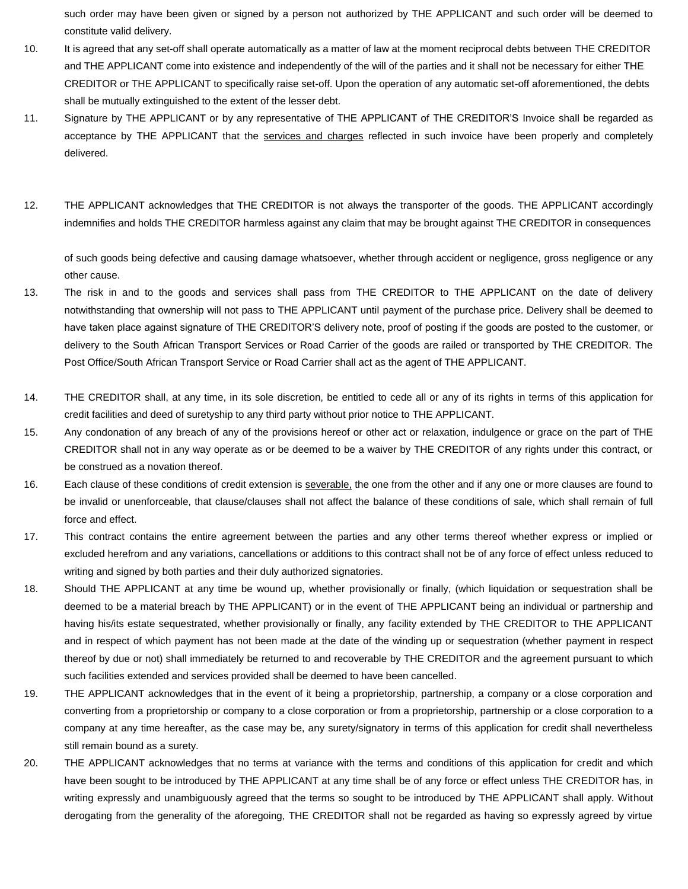such order may have been given or signed by a person not authorized by THE APPLICANT and such order will be deemed to constitute valid delivery.

10. It is agreed that any set-off shall operate automatically as a matter of law at the moment reciprocal debts between THE CREDITOR and THE APPLICANT come into existence and independently of the will of the parties and it shall not be necessary for either THE CREDITOR or THE APPLICANT to specifically raise set-off. Upon the operation of any automatic set-off aforementioned, the debts shall be mutually extinguished to the extent of the lesser debt.

11. Signature by THE APPLICANT or by any representative of THE APPLICANT of THE CREDITOR'S Invoice shall be regarded as acceptance by THE APPLICANT that the <u>services and charges</u> reflected in such invoice have been properly and completely delivered.

12. THE APPLICANT acknowledges that THE CREDITOR is not always the transporter of the goods. THE APPLICANT accordingly indemnifies and holds THE CREDITOR harmless against any claim that may be brought against THE CREDITOR in consequences of such goods being defective and causing damage whatsoever, whether through accident or negligence, gross negligence or any other cause.

13. The risk in and to the goods and services shall pass from THE CREDITOR to THE APPLICANT on the date of delivery notwithstanding that ownership will not pass to THE APPLICANT until payment of the purchase price. Delivery shall be deemed to have taken place against signature of THE CREDITOR'S delivery note, proof of posting if the goods are posted to the customer, or delivery to the South African Transport Services or Road Carrier of the goods are railed or transported by THE CREDITOR. The Post Office/South African Transport Service or Road Carrier shall act as the agent of THE APPLICANT.

14. THE CREDITOR shall, at any time, in its sole discretion, be entitled to cede all or any of its rights in terms of this application for credit facilities and deed of suretyship to any third party without prior notice to THE APPLICANT.

15. Any condonation of any breach of any of the provisions hereof or other act or relaxation, indulgence or grace on the part of THE CREDITOR shall not in any way operate as or be deemed to be a waiver by THE CREDITOR of any rights under this contract, or be construed as a novation thereof.

16. Each clause of these conditions of credit extension is <u>severable,</u> the one from the other and if any one or more clauses are found to be invalid or unenforceable, that clause/clauses shall not affect the balance of these conditions of sale, which shall remain of full force and effect.

17. This contract contains the entire agreement between the parties and any other terms thereof whether express or implied or excluded herefrom and any variations, cancellations or additions to this contract shall not be of any force of effect unless reduced to writing and signed by both parties and their duly authorized signatories.

18. Should THE APPLICANT at any time be wound up, whether provisionally or finally, (which liquidation or sequestration shall be deemed to be a material breach by THE APPLICANT) or in the event of THE APPLICANT being an individual or partnership and having his/its estate sequestrated, whether provisionally or finally, any facility extended by THE CREDITOR to THE APPLICANT and in respect of which payment has not been made at the date of the winding up or sequestration (whether payment in respect thereof by due or not) shall immediately be returned to and recoverable by THE CREDITOR and the agreement pursuant to which such facilities extended and services provided shall be deemed to have been cancelled.

19. THE APPLICANT acknowledges that in the event of it being a proprietorship, partnership, a company or a close corporation and converting from a proprietorship or company to a close corporation or from a proprietorship, partnership or a close corporation to a company at any time hereafter, as the case may be, any surety/signatory in terms of this application for credit shall nevertheless still remain bound as a surety.

20. THE APPLICANT acknowledges that no terms at variance with the terms and conditions of this application for credit and which have been sought to be introduced by THE APPLICANT at any time shall be of any force or effect unless THE CREDITOR has, in writing expressly and unambiguously agreed that the terms so sought to be introduced by THE APPLICANT shall apply. Without derogating from the generality of the aforegoing, THE CREDITOR shall not be regarded as having so expressly agreed by virtue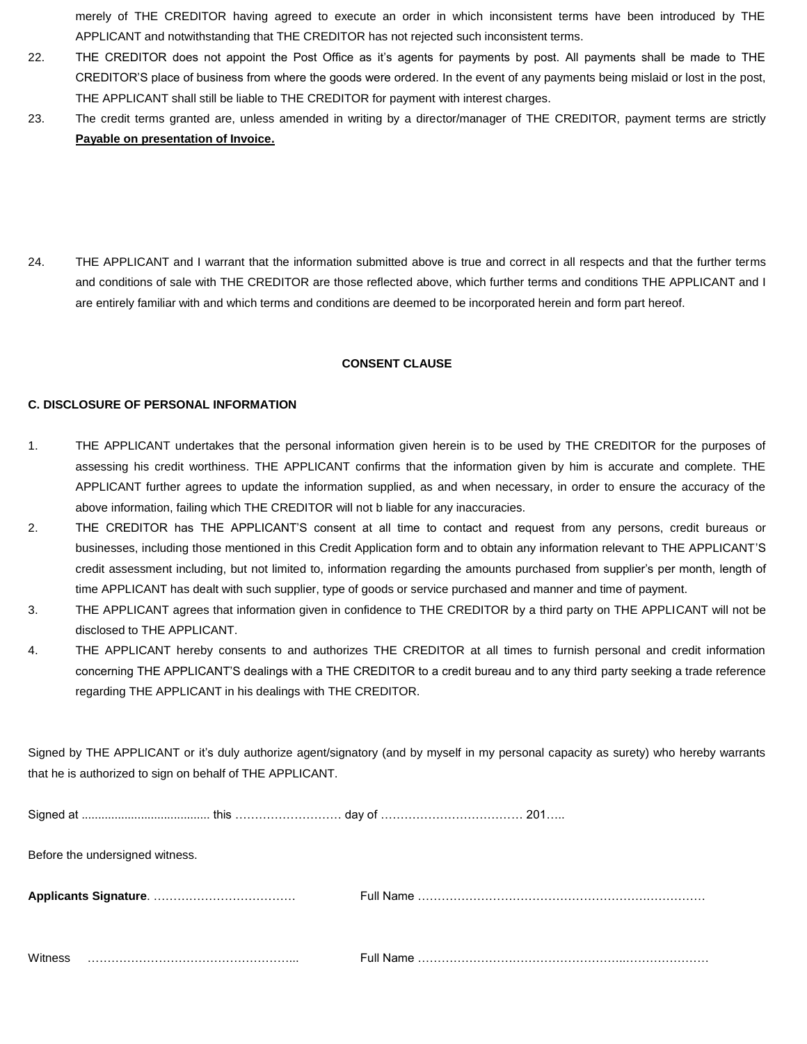merely of THE CREDITOR having agreed to execute an order in which inconsistent terms have been introduced by THE APPLICANT and notwithstanding that THE CREDITOR has not rejected such inconsistent terms.

22. THE CREDITOR does not appoint the Post Office as it's agents for payments by post. All payments shall be made to THE CREDITOR'S place of business from where the goods were ordered. In the event of any payments being mislaid or lost in the post, THE APPLICANT shall still be liable to THE CREDITOR for payment with interest charges.

23. The credit terms granted are, unless amended in writing by a director/manager of THE CREDITOR, payment terms are strictly **Payable on presentation of Invoice.**

24. THE APPLICANT and I warrant that the information submitted above is true and correct in all respects and that the further terms and conditions of sale with THE CREDITOR are those reflected above, which further terms and conditions THE APPLICANT and I are entirely familiar with and which terms and conditions are deemed to be incorporated herein and form part hereof.

**CONSENT CLAUSE**

**C. DISCLOSURE OF PERSONAL INFORMATION**

1. THE APPLICANT undertakes that the personal information given herein is to be used by THE CREDITOR for the purposes of assessing his credit worthiness. THE APPLICANT confirms that the information given by him is accurate and complete. THE APPLICANT further agrees to update the information supplied, as and when necessary, in order to ensure the accuracy of the above information, failing which THE CREDITOR will not b liable for any inaccuracies.
2. THE CREDITOR has THE APPLICANT'S consent at all time to contact and request from any persons, credit bureaus or businesses, including those mentioned in this Credit Application form and to obtain any information relevant to THE APPLICANT'S credit assessment including, but not limited to, information regarding the amounts purchased from supplier's per month, length of time APPLICANT has dealt with such supplier, type of goods or service purchased and manner and time of payment.
3. THE APPLICANT agrees that information given in confidence to THE CREDITOR by a third party on THE APPLICANT will not be disclosed to THE APPLICANT.
4. THE APPLICANT hereby consents to and authorizes THE CREDITOR at all times to furnish personal and credit information concerning THE APPLICANT'S dealings with a THE CREDITOR to a credit bureau and to any third party seeking a trade reference regarding THE APPLICANT in his dealings with THE CREDITOR.

Signed by THE APPLICANT or it's duly authorize agent/signatory (and by myself in my personal capacity as surety) who hereby warrants that he is authorized to sign on behalf of THE APPLICANT.

Signed at ...................................... this ……………………… day of ……………………………… 201…..

Before the undersigned witness.

**Applicants Signature**. ……………………………… Full Name ………………………………………………………………

Witness ……………………………………………... Full Name ………………………………………………………………